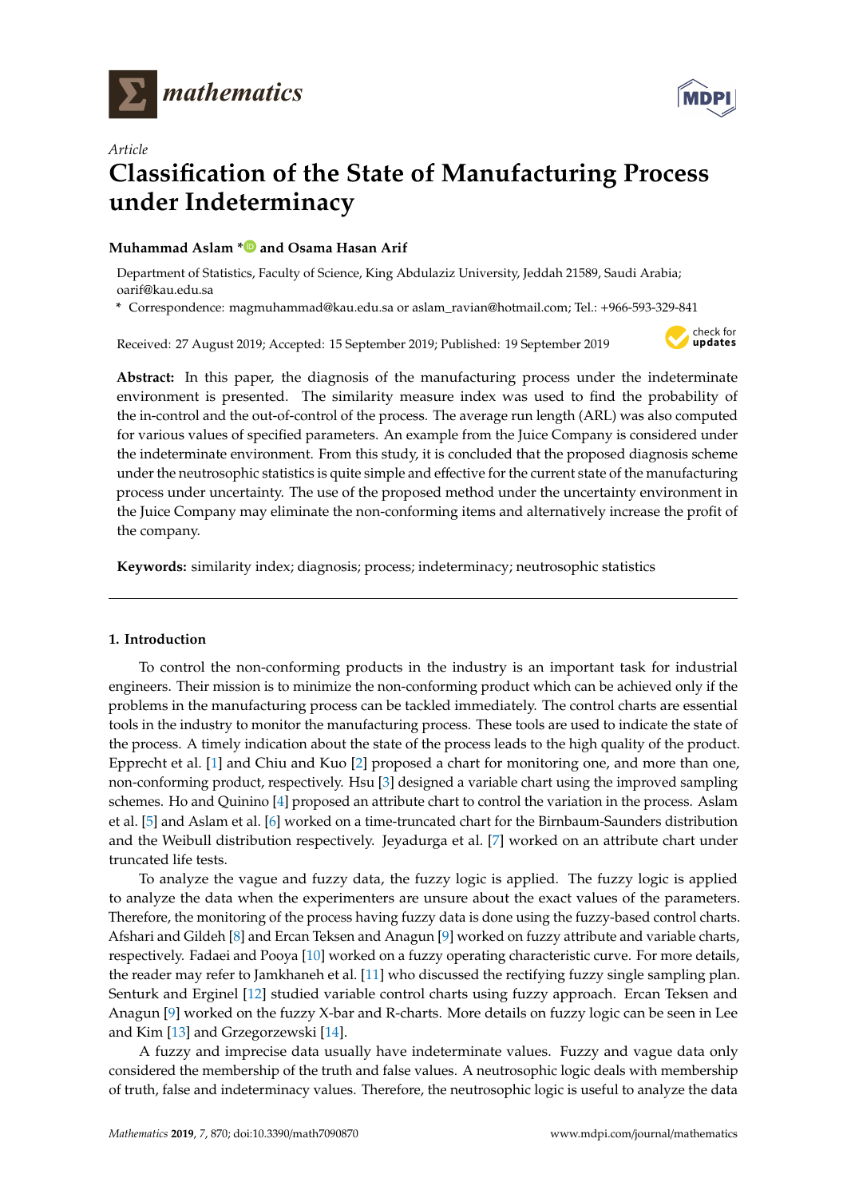*Article*

# Classification of the State of Manufacturing Process under Indeterminacy

**Muhammad Aslam \* and Osama Hasan Arif**

Department of Statistics, Faculty of Science, King Abdulaziz University, Jeddah 21589, Saudi Arabia; oarif@kau.edu.sa

\* Correspondence: magmuhammad@kau.edu.sa or aslam_ravian@hotmail.com; Tel.: +966-593-329-841

Received: 27 August 2019; Accepted: 15 September 2019; Published: 19 September 2019

**Abstract:** In this paper, the diagnosis of the manufacturing process under the indeterminate environment is presented. The similarity measure index was used to find the probability of the in-control and the out-of-control of the process. The average run length (ARL) was also computed for various values of specified parameters. An example from the Juice Company is considered under the indeterminate environment. From this study, it is concluded that the proposed diagnosis scheme under the neutrosophic statistics is quite simple and effective for the current state of the manufacturing process under uncertainty. The use of the proposed method under the uncertainty environment in the Juice Company may eliminate the non-conforming items and alternatively increase the profit of the company.

**Keywords:** similarity index; diagnosis; process; indeterminacy; neutrosophic statistics

---

## 1. Introduction

To control the non-conforming products in the industry is an important task for industrial engineers. Their mission is to minimize the non-conforming product which can be achieved only if the problems in the manufacturing process can be tackled immediately. The control charts are essential tools in the industry to monitor the manufacturing process. These tools are used to indicate the state of the process. A timely indication about the state of the process leads to the high quality of the product. Epprecht et al. [1] and Chiu and Kuo [2] proposed a chart for monitoring one, and more than one, non-conforming product, respectively. Hsu [3] designed a variable chart using the improved sampling schemes. Ho and Quinino [4] proposed an attribute chart to control the variation in the process. Aslam et al. [5] and Aslam et al. [6] worked on a time-truncated chart for the Birnbaum-Saunders distribution and the Weibull distribution respectively. Jeyadurga et al. [7] worked on an attribute chart under truncated life tests.

To analyze the vague and fuzzy data, the fuzzy logic is applied. The fuzzy logic is applied to analyze the data when the experimenters are unsure about the exact values of the parameters. Therefore, the monitoring of the process having fuzzy data is done using the fuzzy-based control charts. Afshari and Gildeh [8] and Ercan Teksen and Anagun [9] worked on fuzzy attribute and variable charts, respectively. Fadaei and Pooya [10] worked on a fuzzy operating characteristic curve. For more details, the reader may refer to Jamkhaneh et al. [11] who discussed the rectifying fuzzy single sampling plan. Senturk and Erginel [12] studied variable control charts using fuzzy approach. Ercan Teksen and Anagun [9] worked on the fuzzy X-bar and R-charts. More details on fuzzy logic can be seen in Lee and Kim [13] and Grzegorzewski [14].

A fuzzy and imprecise data usually have indeterminate values. Fuzzy and vague data only considered the membership of the truth and false values. A neutrosophic logic deals with membership of truth, false and indeterminacy values. Therefore, the neutrosophic logic is useful to analyze the data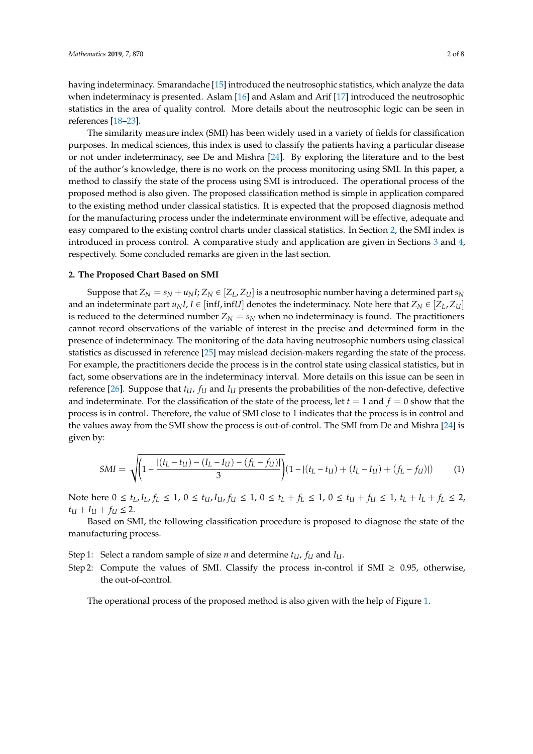having indeterminacy. Smarandache [15] introduced the neutrosophic statistics, which analyze the data when indeterminacy is presented. Aslam [16] and Aslam and Arif [17] introduced the neutrosophic statistics in the area of quality control. More details about the neutrosophic logic can be seen in references [18–23].

The similarity measure index (SMI) has been widely used in a variety of fields for classification purposes. In medical sciences, this index is used to classify the patients having a particular disease or not under indeterminacy, see De and Mishra [24]. By exploring the literature and to the best of the author's knowledge, there is no work on the process monitoring using SMI. In this paper, a method to classify the state of the process using SMI is introduced. The operational process of the proposed method is also given. The proposed classification method is simple in application compared to the existing method under classical statistics. It is expected that the proposed diagnosis method for the manufacturing process under the indeterminate environment will be effective, adequate and easy compared to the existing control charts under classical statistics. In Section 2, the SMI index is introduced in process control. A comparative study and application are given in Sections 3 and 4, respectively. Some concluded remarks are given in the last section.

## 2. The Proposed Chart Based on SMI

Suppose that $Z_N = s_N + u_N I$; $Z_N \in [Z_L, Z_U]$ is a neutrosophic number having a determined part $s_N$ and an indeterminate part $u_N I$, $I \in [\inf I, \inf U]$ denotes the indeterminacy. Note here that $Z_N \in [Z_L, Z_U]$ is reduced to the determined number $Z_N = s_N$ when no indeterminacy is found. The practitioners cannot record observations of the variable of interest in the precise and determined form in the presence of indeterminacy. The monitoring of the data having neutrosophic numbers using classical statistics as discussed in reference [25] may mislead decision-makers regarding the state of the process. For example, the practitioners decide the process is in the control state using classical statistics, but in fact, some observations are in the indeterminacy interval. More details on this issue can be seen in reference [26]. Suppose that $t_U$, $f_U$ and $I_U$ presents the probabilities of the non-defective, defective and indeterminate. For the classification of the state of the process, let $t = 1$ and $f = 0$ show that the process is in control. Therefore, the value of SMI close to 1 indicates that the process is in control and the values away from the SMI show the process is out-of-control. The SMI from De and Mishra [24] is given by:

$$SMI = \sqrt{\left(1 - \frac{|(t_L - t_U) - (I_L - I_U) - (f_L - f_U)|}{3}\right)(1 - |(t_L - t_U) + (I_L - I_U) + (f_L - f_U)|)} \quad (1)$$

Note here $0 \le t_L, I_L, f_L \le 1$, $0 \le t_U, I_U, f_U \le 1$, $0 \le t_L + f_L \le 1$, $0 \le t_U + f_U \le 1$, $t_L + I_L + f_L \le 2$, $t_U + I_U + f_U \le 2$.

Based on SMI, the following classification procedure is proposed to diagnose the state of the manufacturing process.

Step 1: Select a random sample of size $n$ and determine $t_U$, $f_U$ and $I_U$.

Step 2: Compute the values of SMI. Classify the process in-control if SMI $\ge$ 0.95, otherwise, the out-of-control.

The operational process of the proposed method is also given with the help of Figure 1.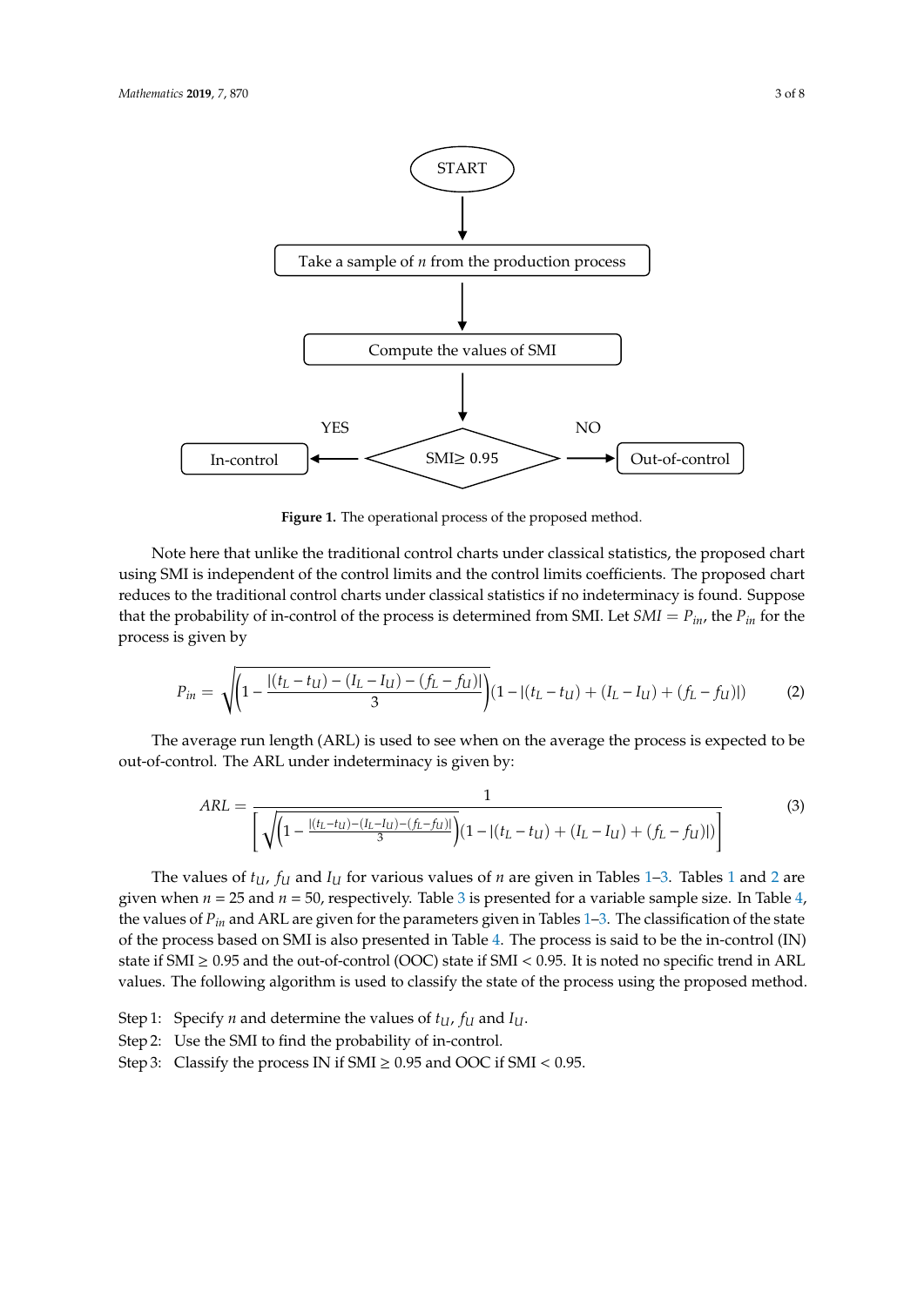START

Take a sample of $n$ from the production process

Compute the values of SMI

SMI≥ 0.95 — YES → In-control; NO → Out-of-control

**Figure 1.** The operational process of the proposed method.

Note here that unlike the traditional control charts under classical statistics, the proposed chart using SMI is independent of the control limits and the control limits coefficients. The proposed chart reduces to the traditional control charts under classical statistics if no indeterminacy is found. Suppose that the probability of in-control of the process is determined from SMI. Let $SMI = P_{in}$, the $P_{in}$ for the process is given by

$$P_{in} = \sqrt{\left(1 - \frac{|(t_L - t_U) - (I_L - I_U) - (f_L - f_U)|}{3}\right)(1 - |(t_L - t_U) + (I_L - I_U) + (f_L - f_U)|)} \quad (2)$$

The average run length (ARL) is used to see when on the average the process is expected to be out-of-control. The ARL under indeterminacy is given by:

$$ARL = \frac{1}{\left[\sqrt{\left(1 - \frac{|(t_L - t_U) - (I_L - I_U) - (f_L - f_U)|}{3}\right)(1 - |(t_L - t_U) + (I_L - I_U) + (f_L - f_U)|)}\right]} \quad (3)$$

The values of $t_U$, $f_U$ and $I_U$ for various values of $n$ are given in Tables 1–3. Tables 1 and 2 are given when $n$ = 25 and $n$ = 50, respectively. Table 3 is presented for a variable sample size. In Table 4, the values of $P_{in}$ and ARL are given for the parameters given in Tables 1–3. The classification of the state of the process based on SMI is also presented in Table 4. The process is said to be the in-control (IN) state if SMI ≥ 0.95 and the out-of-control (OOC) state if SMI < 0.95. It is noted no specific trend in ARL values. The following algorithm is used to classify the state of the process using the proposed method.

Step 1: Specify $n$ and determine the values of $t_U$, $f_U$ and $I_U$.

Step 2: Use the SMI to find the probability of in-control.

Step 3: Classify the process IN if SMI ≥ 0.95 and OOC if SMI < 0.95.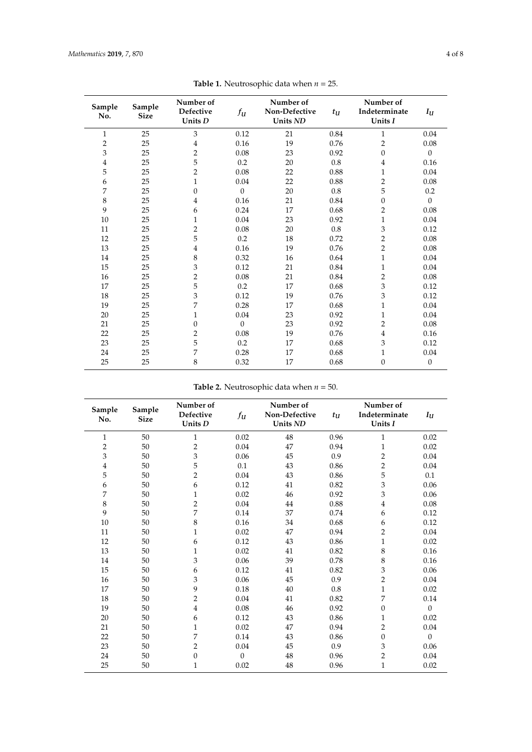**Table 1.** Neutrosophic data when $n = 25$.

| Sample No. | Sample Size | Number of Defective Units $D$ | $f_U$ | Number of Non-Defective Units $ND$ | $t_U$ | Number of Indeterminate Units $I$ | $I_U$ |
|---|---|---|---|---|---|---|---|
| 1 | 25 | 3 | 0.12 | 21 | 0.84 | 1 | 0.04 |
| 2 | 25 | 4 | 0.16 | 19 | 0.76 | 2 | 0.08 |
| 3 | 25 | 2 | 0.08 | 23 | 0.92 | 0 | 0 |
| 4 | 25 | 5 | 0.2 | 20 | 0.8 | 4 | 0.16 |
| 5 | 25 | 2 | 0.08 | 22 | 0.88 | 1 | 0.04 |
| 6 | 25 | 1 | 0.04 | 22 | 0.88 | 2 | 0.08 |
| 7 | 25 | 0 | 0 | 20 | 0.8 | 5 | 0.2 |
| 8 | 25 | 4 | 0.16 | 21 | 0.84 | 0 | 0 |
| 9 | 25 | 6 | 0.24 | 17 | 0.68 | 2 | 0.08 |
| 10 | 25 | 1 | 0.04 | 23 | 0.92 | 1 | 0.04 |
| 11 | 25 | 2 | 0.08 | 20 | 0.8 | 3 | 0.12 |
| 12 | 25 | 5 | 0.2 | 18 | 0.72 | 2 | 0.08 |
| 13 | 25 | 4 | 0.16 | 19 | 0.76 | 2 | 0.08 |
| 14 | 25 | 8 | 0.32 | 16 | 0.64 | 1 | 0.04 |
| 15 | 25 | 3 | 0.12 | 21 | 0.84 | 1 | 0.04 |
| 16 | 25 | 2 | 0.08 | 21 | 0.84 | 2 | 0.08 |
| 17 | 25 | 5 | 0.2 | 17 | 0.68 | 3 | 0.12 |
| 18 | 25 | 3 | 0.12 | 19 | 0.76 | 3 | 0.12 |
| 19 | 25 | 7 | 0.28 | 17 | 0.68 | 1 | 0.04 |
| 20 | 25 | 1 | 0.04 | 23 | 0.92 | 1 | 0.04 |
| 21 | 25 | 0 | 0 | 23 | 0.92 | 2 | 0.08 |
| 22 | 25 | 2 | 0.08 | 19 | 0.76 | 4 | 0.16 |
| 23 | 25 | 5 | 0.2 | 17 | 0.68 | 3 | 0.12 |
| 24 | 25 | 7 | 0.28 | 17 | 0.68 | 1 | 0.04 |
| 25 | 25 | 8 | 0.32 | 17 | 0.68 | 0 | 0 |

**Table 2.** Neutrosophic data when $n = 50$.

| Sample No. | Sample Size | Number of Defective Units $D$ | $f_U$ | Number of Non-Defective Units $ND$ | $t_U$ | Number of Indeterminate Units $I$ | $I_U$ |
|---|---|---|---|---|---|---|---|
| 1 | 50 | 1 | 0.02 | 48 | 0.96 | 1 | 0.02 |
| 2 | 50 | 2 | 0.04 | 47 | 0.94 | 1 | 0.02 |
| 3 | 50 | 3 | 0.06 | 45 | 0.9 | 2 | 0.04 |
| 4 | 50 | 5 | 0.1 | 43 | 0.86 | 2 | 0.04 |
| 5 | 50 | 2 | 0.04 | 43 | 0.86 | 5 | 0.1 |
| 6 | 50 | 6 | 0.12 | 41 | 0.82 | 3 | 0.06 |
| 7 | 50 | 1 | 0.02 | 46 | 0.92 | 3 | 0.06 |
| 8 | 50 | 2 | 0.04 | 44 | 0.88 | 4 | 0.08 |
| 9 | 50 | 7 | 0.14 | 37 | 0.74 | 6 | 0.12 |
| 10 | 50 | 8 | 0.16 | 34 | 0.68 | 6 | 0.12 |
| 11 | 50 | 1 | 0.02 | 47 | 0.94 | 2 | 0.04 |
| 12 | 50 | 6 | 0.12 | 43 | 0.86 | 1 | 0.02 |
| 13 | 50 | 1 | 0.02 | 41 | 0.82 | 8 | 0.16 |
| 14 | 50 | 3 | 0.06 | 39 | 0.78 | 8 | 0.16 |
| 15 | 50 | 6 | 0.12 | 41 | 0.82 | 3 | 0.06 |
| 16 | 50 | 3 | 0.06 | 45 | 0.9 | 2 | 0.04 |
| 17 | 50 | 9 | 0.18 | 40 | 0.8 | 1 | 0.02 |
| 18 | 50 | 2 | 0.04 | 41 | 0.82 | 7 | 0.14 |
| 19 | 50 | 4 | 0.08 | 46 | 0.92 | 0 | 0 |
| 20 | 50 | 6 | 0.12 | 43 | 0.86 | 1 | 0.02 |
| 21 | 50 | 1 | 0.02 | 47 | 0.94 | 2 | 0.04 |
| 22 | 50 | 7 | 0.14 | 43 | 0.86 | 0 | 0 |
| 23 | 50 | 2 | 0.04 | 45 | 0.9 | 3 | 0.06 |
| 24 | 50 | 0 | 0 | 48 | 0.96 | 2 | 0.04 |
| 25 | 50 | 1 | 0.02 | 48 | 0.96 | 1 | 0.02 |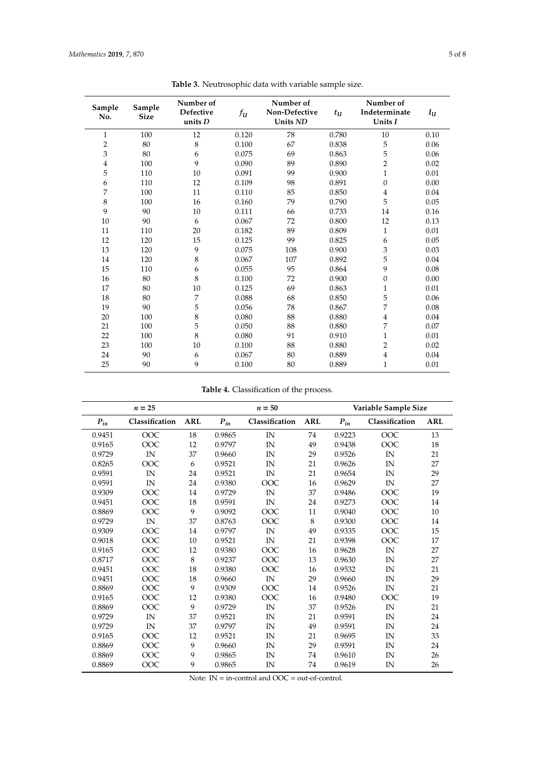**Table 3.** Neutrosophic data with variable sample size.

| Sample No. | Sample Size | Number of Defective units $D$ | $f_U$ | Number of Non-Defective Units $ND$ | $t_U$ | Number of Indeterminate Units $I$ | $I_U$ |
|---|---|---|---|---|---|---|---|
| 1 | 100 | 12 | 0.120 | 78 | 0.780 | 10 | 0.10 |
| 2 | 80 | 8 | 0.100 | 67 | 0.838 | 5 | 0.06 |
| 3 | 80 | 6 | 0.075 | 69 | 0.863 | 5 | 0.06 |
| 4 | 100 | 9 | 0.090 | 89 | 0.890 | 2 | 0.02 |
| 5 | 110 | 10 | 0.091 | 99 | 0.900 | 1 | 0.01 |
| 6 | 110 | 12 | 0.109 | 98 | 0.891 | 0 | 0.00 |
| 7 | 100 | 11 | 0.110 | 85 | 0.850 | 4 | 0.04 |
| 8 | 100 | 16 | 0.160 | 79 | 0.790 | 5 | 0.05 |
| 9 | 90 | 10 | 0.111 | 66 | 0.733 | 14 | 0.16 |
| 10 | 90 | 6 | 0.067 | 72 | 0.800 | 12 | 0.13 |
| 11 | 110 | 20 | 0.182 | 89 | 0.809 | 1 | 0.01 |
| 12 | 120 | 15 | 0.125 | 99 | 0.825 | 6 | 0.05 |
| 13 | 120 | 9 | 0.075 | 108 | 0.900 | 3 | 0.03 |
| 14 | 120 | 8 | 0.067 | 107 | 0.892 | 5 | 0.04 |
| 15 | 110 | 6 | 0.055 | 95 | 0.864 | 9 | 0.08 |
| 16 | 80 | 8 | 0.100 | 72 | 0.900 | 0 | 0.00 |
| 17 | 80 | 10 | 0.125 | 69 | 0.863 | 1 | 0.01 |
| 18 | 80 | 7 | 0.088 | 68 | 0.850 | 5 | 0.06 |
| 19 | 90 | 5 | 0.056 | 78 | 0.867 | 7 | 0.08 |
| 20 | 100 | 8 | 0.080 | 88 | 0.880 | 4 | 0.04 |
| 21 | 100 | 5 | 0.050 | 88 | 0.880 | 7 | 0.07 |
| 22 | 100 | 8 | 0.080 | 91 | 0.910 | 1 | 0.01 |
| 23 | 100 | 10 | 0.100 | 88 | 0.880 | 2 | 0.02 |
| 24 | 90 | 6 | 0.067 | 80 | 0.889 | 4 | 0.04 |
| 25 | 90 | 9 | 0.100 | 80 | 0.889 | 1 | 0.01 |

**Table 4.** Classification of the process.

| $n = 25$ | | | $n = 50$ | | | Variable Sample Size | | |
|---|---|---|---|---|---|---|---|---|
| $P_{in}$ | Classification | ARL | $P_{in}$ | Classification | ARL | $P_{in}$ | Classification | ARL |
| 0.9451 | OOC | 18 | 0.9865 | IN | 74 | 0.9223 | OOC | 13 |
| 0.9165 | OOC | 12 | 0.9797 | IN | 49 | 0.9438 | OOC | 18 |
| 0.9729 | IN | 37 | 0.9660 | IN | 29 | 0.9526 | IN | 21 |
| 0.8265 | OOC | 6 | 0.9521 | IN | 21 | 0.9626 | IN | 27 |
| 0.9591 | IN | 24 | 0.9521 | IN | 21 | 0.9654 | IN | 29 |
| 0.9591 | IN | 24 | 0.9380 | OOC | 16 | 0.9629 | IN | 27 |
| 0.9309 | OOC | 14 | 0.9729 | IN | 37 | 0.9486 | OOC | 19 |
| 0.9451 | OOC | 18 | 0.9591 | IN | 24 | 0.9273 | OOC | 14 |
| 0.8869 | OOC | 9 | 0.9092 | OOC | 11 | 0.9040 | OOC | 10 |
| 0.9729 | IN | 37 | 0.8763 | OOC | 8 | 0.9300 | OOC | 14 |
| 0.9309 | OOC | 14 | 0.9797 | IN | 49 | 0.9335 | OOC | 15 |
| 0.9018 | OOC | 10 | 0.9521 | IN | 21 | 0.9398 | OOC | 17 |
| 0.9165 | OOC | 12 | 0.9380 | OOC | 16 | 0.9628 | IN | 27 |
| 0.8717 | OOC | 8 | 0.9237 | OOC | 13 | 0.9630 | IN | 27 |
| 0.9451 | OOC | 18 | 0.9380 | OOC | 16 | 0.9532 | IN | 21 |
| 0.9451 | OOC | 18 | 0.9660 | IN | 29 | 0.9660 | IN | 29 |
| 0.8869 | OOC | 9 | 0.9309 | OOC | 14 | 0.9526 | IN | 21 |
| 0.9165 | OOC | 12 | 0.9380 | OOC | 16 | 0.9480 | OOC | 19 |
| 0.8869 | OOC | 9 | 0.9729 | IN | 37 | 0.9526 | IN | 21 |
| 0.9729 | IN | 37 | 0.9521 | IN | 21 | 0.9591 | IN | 24 |
| 0.9729 | IN | 37 | 0.9797 | IN | 49 | 0.9591 | IN | 24 |
| 0.9165 | OOC | 12 | 0.9521 | IN | 21 | 0.9695 | IN | 33 |
| 0.8869 | OOC | 9 | 0.9660 | IN | 29 | 0.9591 | IN | 24 |
| 0.8869 | OOC | 9 | 0.9865 | IN | 74 | 0.9610 | IN | 26 |
| 0.8869 | OOC | 9 | 0.9865 | IN | 74 | 0.9619 | IN | 26 |

Note: IN = in-control and OOC = out-of-control.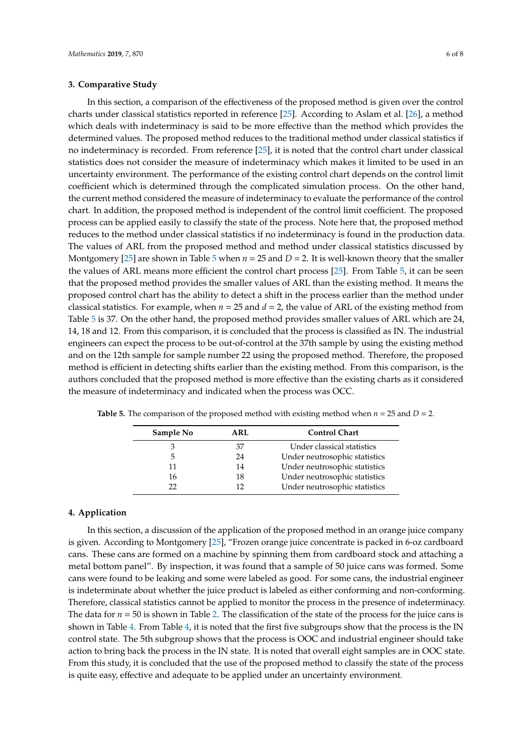## 3. Comparative Study

In this section, a comparison of the effectiveness of the proposed method is given over the control charts under classical statistics reported in reference [25]. According to Aslam et al. [26], a method which deals with indeterminacy is said to be more effective than the method which provides the determined values. The proposed method reduces to the traditional method under classical statistics if no indeterminacy is recorded. From reference [25], it is noted that the control chart under classical statistics does not consider the measure of indeterminacy which makes it limited to be used in an uncertainty environment. The performance of the existing control chart depends on the control limit coefficient which is determined through the complicated simulation process. On the other hand, the current method considered the measure of indeterminacy to evaluate the performance of the control chart. In addition, the proposed method is independent of the control limit coefficient. The proposed process can be applied easily to classify the state of the process. Note here that, the proposed method reduces to the method under classical statistics if no indeterminacy is found in the production data. The values of ARL from the proposed method and method under classical statistics discussed by Montgomery [25] are shown in Table 5 when $n = 25$ and $D = 2$. It is well-known theory that the smaller the values of ARL means more efficient the control chart process [25]. From Table 5, it can be seen that the proposed method provides the smaller values of ARL than the existing method. It means the proposed control chart has the ability to detect a shift in the process earlier than the method under classical statistics. For example, when $n = 25$ and $d = 2$, the value of ARL of the existing method from Table 5 is 37. On the other hand, the proposed method provides smaller values of ARL which are 24, 14, 18 and 12. From this comparison, it is concluded that the process is classified as IN. The industrial engineers can expect the process to be out-of-control at the 37th sample by using the existing method and on the 12th sample for sample number 22 using the proposed method. Therefore, the proposed method is efficient in detecting shifts earlier than the existing method. From this comparison, is the authors concluded that the proposed method is more effective than the existing charts as it considered the measure of indeterminacy and indicated when the process was OCC.

**Table 5.** The comparison of the proposed method with existing method when $n = 25$ and $D = 2$.

| Sample No | ARL | Control Chart |
|---|---|---|
| 3 | 37 | Under classical statistics |
| 5 | 24 | Under neutrosophic statistics |
| 11 | 14 | Under neutrosophic statistics |
| 16 | 18 | Under neutrosophic statistics |
| 22 | 12 | Under neutrosophic statistics |

## 4. Application

In this section, a discussion of the application of the proposed method in an orange juice company is given. According to Montgomery [25], "Frozen orange juice concentrate is packed in 6-oz cardboard cans. These cans are formed on a machine by spinning them from cardboard stock and attaching a metal bottom panel". By inspection, it was found that a sample of 50 juice cans was formed. Some cans were found to be leaking and some were labeled as good. For some cans, the industrial engineer is indeterminate about whether the juice product is labeled as either conforming and non-conforming. Therefore, classical statistics cannot be applied to monitor the process in the presence of indeterminacy. The data for $n = 50$ is shown in Table 2. The classification of the state of the process for the juice cans is shown in Table 4. From Table 4, it is noted that the first five subgroups show that the process is the IN control state. The 5th subgroup shows that the process is OOC and industrial engineer should take action to bring back the process in the IN state. It is noted that overall eight samples are in OOC state. From this study, it is concluded that the use of the proposed method to classify the state of the process is quite easy, effective and adequate to be applied under an uncertainty environment.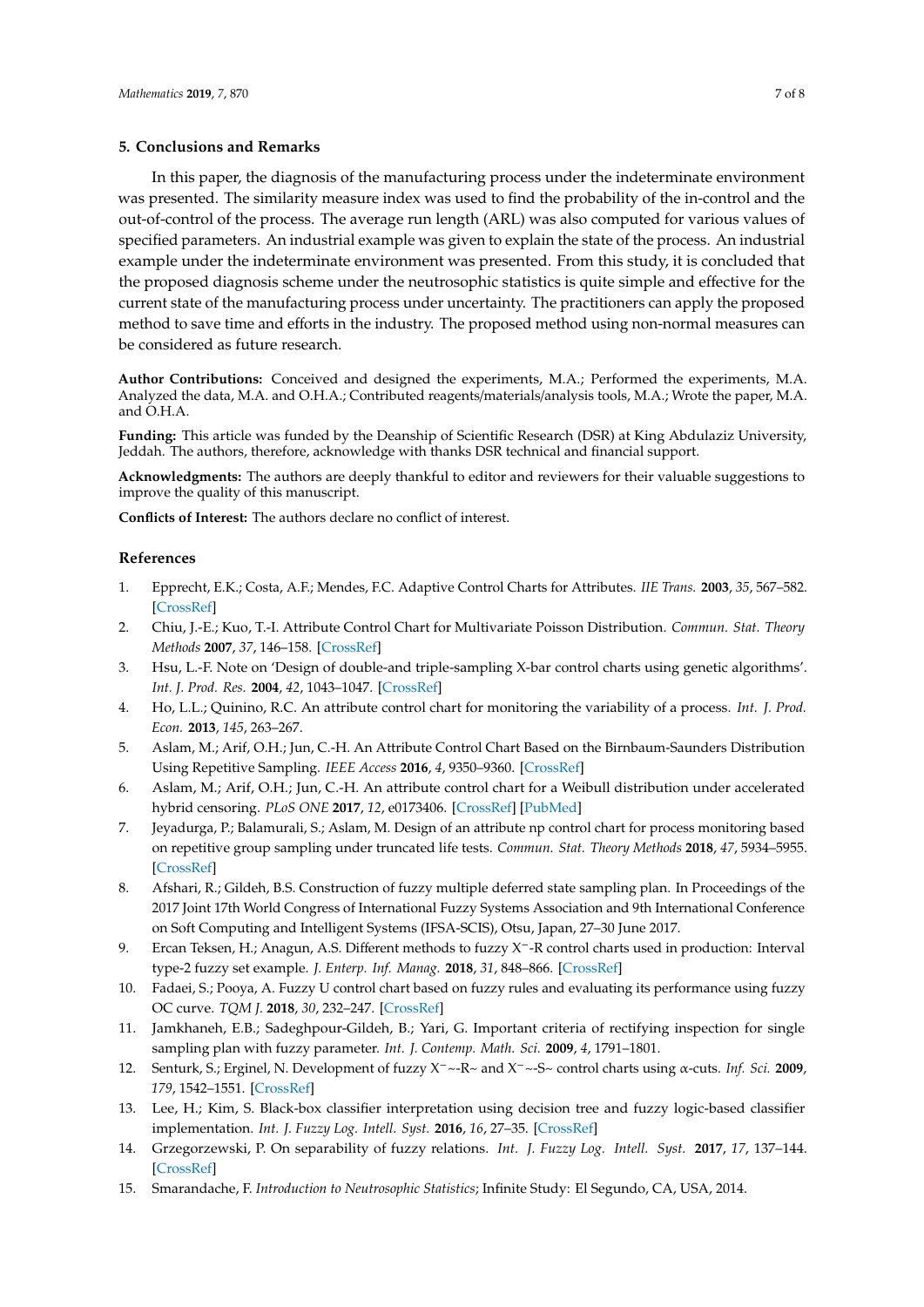## 5. Conclusions and Remarks

In this paper, the diagnosis of the manufacturing process under the indeterminate environment was presented. The similarity measure index was used to find the probability of the in-control and the out-of-control of the process. The average run length (ARL) was also computed for various values of specified parameters. An industrial example was given to explain the state of the process. An industrial example under the indeterminate environment was presented. From this study, it is concluded that the proposed diagnosis scheme under the neutrosophic statistics is quite simple and effective for the current state of the manufacturing process under uncertainty. The practitioners can apply the proposed method to save time and efforts in the industry. The proposed method using non-normal measures can be considered as future research.

**Author Contributions:** Conceived and designed the experiments, M.A.; Performed the experiments, M.A. Analyzed the data, M.A. and O.H.A.; Contributed reagents/materials/analysis tools, M.A.; Wrote the paper, M.A. and O.H.A.

**Funding:** This article was funded by the Deanship of Scientific Research (DSR) at King Abdulaziz University, Jeddah. The authors, therefore, acknowledge with thanks DSR technical and financial support.

**Acknowledgments:** The authors are deeply thankful to editor and reviewers for their valuable suggestions to improve the quality of this manuscript.

**Conflicts of Interest:** The authors declare no conflict of interest.

## References

1. Epprecht, E.K.; Costa, A.F.; Mendes, F.C. Adaptive Control Charts for Attributes. *IIE Trans.* **2003**, *35*, 567–582. [CrossRef]
2. Chiu, J.-E.; Kuo, T.-I. Attribute Control Chart for Multivariate Poisson Distribution. *Commun. Stat. Theory Methods* **2007**, *37*, 146–158. [CrossRef]
3. Hsu, L.-F. Note on 'Design of double-and triple-sampling X-bar control charts using genetic algorithms'. *Int. J. Prod. Res.* **2004**, *42*, 1043–1047. [CrossRef]
4. Ho, L.L.; Quinino, R.C. An attribute control chart for monitoring the variability of a process. *Int. J. Prod. Econ.* **2013**, *145*, 263–267.
5. Aslam, M.; Arif, O.H.; Jun, C.-H. An Attribute Control Chart Based on the Birnbaum-Saunders Distribution Using Repetitive Sampling. *IEEE Access* **2016**, *4*, 9350–9360. [CrossRef]
6. Aslam, M.; Arif, O.H.; Jun, C.-H. An attribute control chart for a Weibull distribution under accelerated hybrid censoring. *PLoS ONE* **2017**, *12*, e0173406. [CrossRef] [PubMed]
7. Jeyadurga, P.; Balamurali, S.; Aslam, M. Design of an attribute np control chart for process monitoring based on repetitive group sampling under truncated life tests. *Commun. Stat. Theory Methods* **2018**, *47*, 5934–5955. [CrossRef]
8. Afshari, R.; Gildeh, B.S. Construction of fuzzy multiple deferred state sampling plan. In Proceedings of the 2017 Joint 17th World Congress of International Fuzzy Systems Association and 9th International Conference on Soft Computing and Intelligent Systems (IFSA-SCIS), Otsu, Japan, 27–30 June 2017.
9. Ercan Teksen, H.; Anagun, A.S. Different methods to fuzzy X⁻-R control charts used in production: Interval type-2 fuzzy set example. *J. Enterp. Inf. Manag.* **2018**, *31*, 848–866. [CrossRef]
10. Fadaei, S.; Pooya, A. Fuzzy U control chart based on fuzzy rules and evaluating its performance using fuzzy OC curve. *TQM J.* **2018**, *30*, 232–247. [CrossRef]
11. Jamkhaneh, E.B.; Sadeghpour-Gildeh, B.; Yari, G. Important criteria of rectifying inspection for single sampling plan with fuzzy parameter. *Int. J. Contemp. Math. Sci.* **2009**, *4*, 1791–1801.
12. Senturk, S.; Erginel, N. Development of fuzzy X⁻~-R~ and X⁻~-S~ control charts using $\alpha$-cuts. *Inf. Sci.* **2009**, *179*, 1542–1551. [CrossRef]
13. Lee, H.; Kim, S. Black-box classifier interpretation using decision tree and fuzzy logic-based classifier implementation. *Int. J. Fuzzy Log. Intell. Syst.* **2016**, *16*, 27–35. [CrossRef]
14. Grzegorzewski, P. On separability of fuzzy relations. *Int. J. Fuzzy Log. Intell. Syst.* **2017**, *17*, 137–144. [CrossRef]
15. Smarandache, F. *Introduction to Neutrosophic Statistics*; Infinite Study: El Segundo, CA, USA, 2014.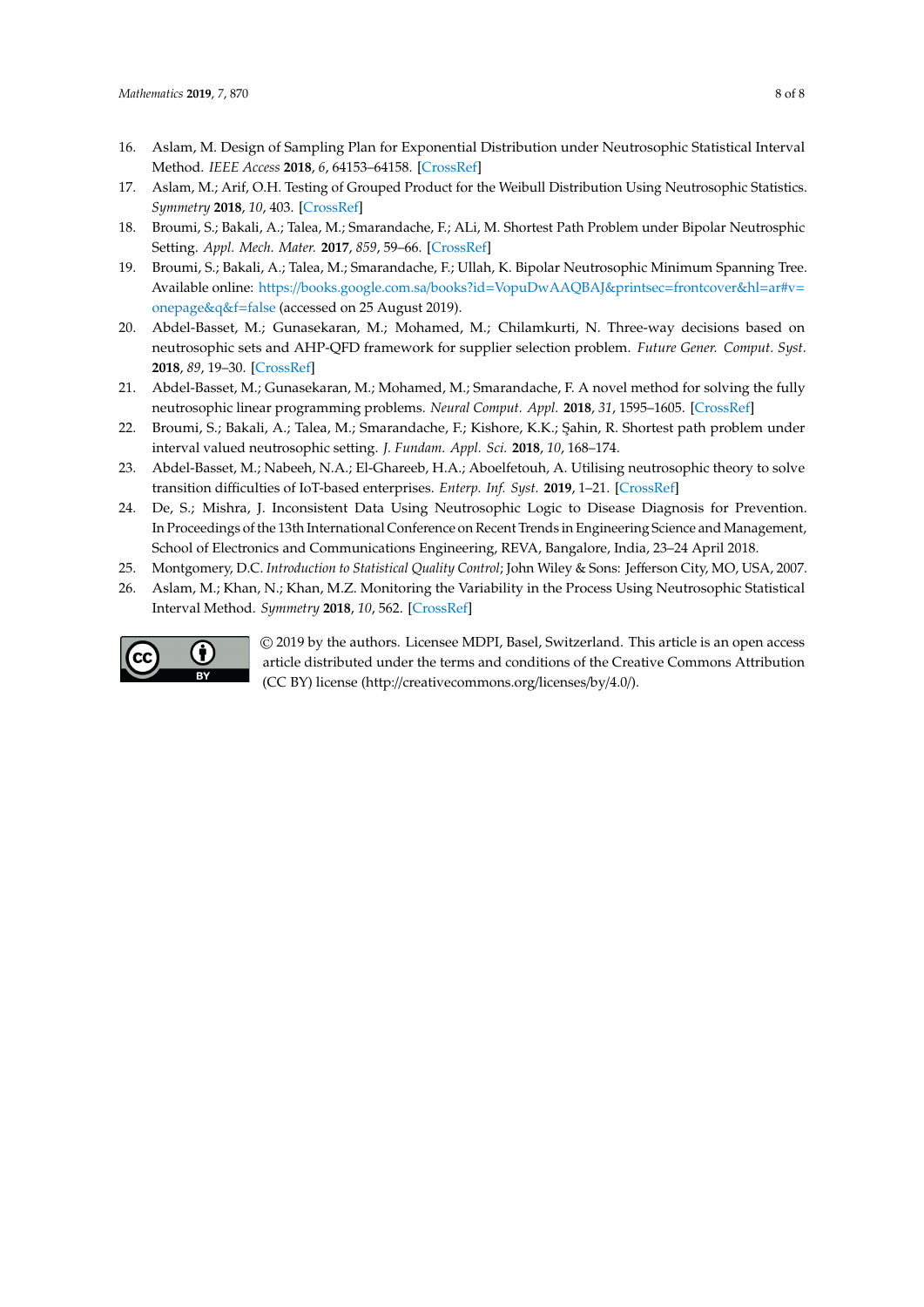16. Aslam, M. Design of Sampling Plan for Exponential Distribution under Neutrosophic Statistical Interval Method. *IEEE Access* **2018**, *6*, 64153–64158. [CrossRef]
17. Aslam, M.; Arif, O.H. Testing of Grouped Product for the Weibull Distribution Using Neutrosophic Statistics. *Symmetry* **2018**, *10*, 403. [CrossRef]
18. Broumi, S.; Bakali, A.; Talea, M.; Smarandache, F.; ALi, M. Shortest Path Problem under Bipolar Neutrosphic Setting. *Appl. Mech. Mater.* **2017**, *859*, 59–66. [CrossRef]
19. Broumi, S.; Bakali, A.; Talea, M.; Smarandache, F.; Ullah, K. Bipolar Neutrosophic Minimum Spanning Tree. Available online: https://books.google.com.sa/books?id=VopuDwAAQBAJ&printsec=frontcover&hl=ar#v=onepage&q&f=false (accessed on 25 August 2019).
20. Abdel-Basset, M.; Gunasekaran, M.; Mohamed, M.; Chilamkurti, N. Three-way decisions based on neutrosophic sets and AHP-QFD framework for supplier selection problem. *Future Gener. Comput. Syst.* **2018**, *89*, 19–30. [CrossRef]
21. Abdel-Basset, M.; Gunasekaran, M.; Mohamed, M.; Smarandache, F. A novel method for solving the fully neutrosophic linear programming problems. *Neural Comput. Appl.* **2018**, *31*, 1595–1605. [CrossRef]
22. Broumi, S.; Bakali, A.; Talea, M.; Smarandache, F.; Kishore, K.K.; Şahin, R. Shortest path problem under interval valued neutrosophic setting. *J. Fundam. Appl. Sci.* **2018**, *10*, 168–174.
23. Abdel-Basset, M.; Nabeeh, N.A.; El-Ghareeb, H.A.; Aboelfetouh, A. Utilising neutrosophic theory to solve transition difficulties of IoT-based enterprises. *Enterp. Inf. Syst.* **2019**, 1–21. [CrossRef]
24. De, S.; Mishra, J. Inconsistent Data Using Neutrosophic Logic to Disease Diagnosis for Prevention. In Proceedings of the 13th International Conference on Recent Trends in Engineering Science and Management, School of Electronics and Communications Engineering, REVA, Bangalore, India, 23–24 April 2018.
25. Montgomery, D.C. *Introduction to Statistical Quality Control*; John Wiley & Sons: Jefferson City, MO, USA, 2007.
26. Aslam, M.; Khan, N.; Khan, M.Z. Monitoring the Variability in the Process Using Neutrosophic Statistical Interval Method. *Symmetry* **2018**, *10*, 562. [CrossRef]

© 2019 by the authors. Licensee MDPI, Basel, Switzerland. This article is an open access article distributed under the terms and conditions of the Creative Commons Attribution (CC BY) license (http://creativecommons.org/licenses/by/4.0/).